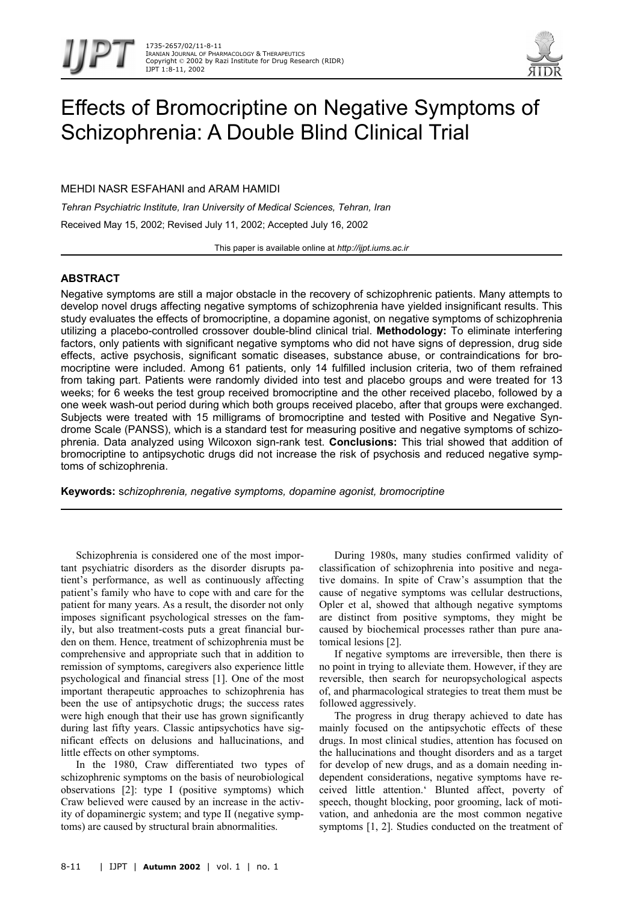# Effects of Bromocriptine on Negative Symptoms of Schizophrenia: A Double Blind Clinical Trial

MEHDI NASR ESFAHANI and ARAM HAMIDI

*Tehran Psychiatric Institute, Iran University of Medical Sciences, Tehran, Iran*

Received May 15, 2002; Revised July 11, 2002; Accepted July 16, 2002

This paper is available online at *http://ijpt.iums.ac.ir*

## ABSTRACT

Negative symptoms are still a major obstacle in the recovery of schizophrenic patients. Many attempts to develop novel drugs affecting negative symptoms of schizophrenia have yielded insignificant results. This study evaluates the effects of bromocriptine, a dopamine agonist, on negative symptoms of schizophrenia utilizing a placebo-controlled crossover double-blind clinical trial. **Methodology:** To eliminate interfering factors, only patients with significant negative symptoms who did not have signs of depression, drug side effects, active psychosis, significant somatic diseases, substance abuse, or contraindications for bromocriptine were included. Among 61 patients, only 14 fulfilled inclusion criteria, two of them refrained from taking part. Patients were randomly divided into test and placebo groups and were treated for 13 weeks; for 6 weeks the test group received bromocriptine and the other received placebo, followed by a one week wash-out period during which both groups received placebo, after that groups were exchanged. Subjects were treated with 15 milligrams of bromocriptine and tested with Positive and Negative Syndrome Scale (PANSS), which is a standard test for measuring positive and negative symptoms of schizophrenia. Data analyzed using Wilcoxon sign-rank test. **Conclusions:** This trial showed that addition of bromocriptine to antipsychotic drugs did not increase the risk of psychosis and reduced negative symptoms of schizophrenia.

**Keywords:** s*chizophrenia, negative symptoms, dopamine agonist, bromocriptine*

Schizophrenia is considered one of the most important psychiatric disorders as the disorder disrupts patient's performance, as well as continuously affecting patient's family who have to cope with and care for the patient for many years. As a result, the disorder not only imposes significant psychological stresses on the family, but also treatment-costs puts a great financial burden on them. Hence, treatment of schizophrenia must be comprehensive and appropriate such that in addition to remission of symptoms, caregivers also experience little psychological and financial stress [1]. One of the most important therapeutic approaches to schizophrenia has been the use of antipsychotic drugs; the success rates were high enough that their use has grown significantly during last fifty years. Classic antipsychotics have significant effects on delusions and hallucinations, and little effects on other symptoms.

In the 1980, Craw differentiated two types of schizophrenic symptoms on the basis of neurobiological observations [2]: type I (positive symptoms) which Craw believed were caused by an increase in the activity of dopaminergic system; and type II (negative symptoms) are caused by structural brain abnormalities.

During 1980s, many studies confirmed validity of classification of schizophrenia into positive and negative domains. In spite of Craw's assumption that the cause of negative symptoms was cellular destructions, Opler et al, showed that although negative symptoms are distinct from positive symptoms, they might be caused by biochemical processes rather than pure anatomical lesions [2].

If negative symptoms are irreversible, then there is no point in trying to alleviate them. However, if they are reversible, then search for neuropsychological aspects of, and pharmacological strategies to treat them must be followed aggressively.

The progress in drug therapy achieved to date has mainly focused on the antipsychotic effects of these drugs. In most clinical studies, attention has focused on the hallucinations and thought disorders and as a target for develop of new drugs, and as a domain needing independent considerations, negative symptoms have received little attention.' Blunted affect, poverty of speech, thought blocking, poor grooming, lack of motivation, and anhedonia are the most common negative symptoms [1, 2]. Studies conducted on the treatment of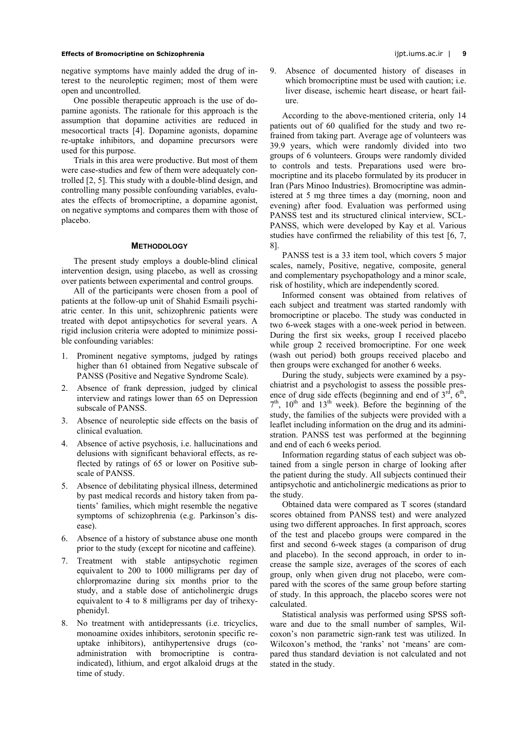negative symptoms have mainly added the drug of interest to the neuroleptic regimen; most of them were open and uncontrolled.

One possible therapeutic approach is the use of dopamine agonists. The rationale for this approach is the assumption that dopamine activities are reduced in mesocortical tracts [4]. Dopamine agonists, dopamine re-uptake inhibitors, and dopamine precursors were used for this purpose.

Trials in this area were productive. But most of them were case-studies and few of them were adequately controlled [2, 5]. This study with a double-blind design, and controlling many possible confounding variables, evaluates the effects of bromocriptine, a dopamine agonist, on negative symptoms and compares them with those of placebo.

## METHODOLOGY

The present study employs a double-blind clinical intervention design, using placebo, as well as crossing over patients between experimental and control groups.

All of the participants were chosen from a pool of patients at the follow-up unit of Shahid Esmaili psychiatric center. In this unit, schizophrenic patients were treated with depot antipsychotics for several years. A rigid inclusion criteria were adopted to minimize possible confounding variables:

1. Prominent negative symptoms, judged by ratings higher than 61 obtained from Negative subscale of PANSS (Positive and Negative Syndrome Scale).
2. Absence of frank depression, judged by clinical interview and ratings lower than 65 on Depression subscale of PANSS.
3. Absence of neuroleptic side effects on the basis of clinical evaluation.
4. Absence of active psychosis, i.e. hallucinations and delusions with significant behavioral effects, as reflected by ratings of 65 or lower on Positive subscale of PANSS.
5. Absence of debilitating physical illness, determined by past medical records and history taken from patients' families, which might resemble the negative symptoms of schizophrenia (e.g. Parkinson's disease).
6. Absence of a history of substance abuse one month prior to the study (except for nicotine and caffeine).
7. Treatment with stable antipsychotic regimen equivalent to 200 to 1000 milligrams per day of chlorpromazine during six months prior to the study, and a stable dose of anticholinergic drugs equivalent to 4 to 8 milligrams per day of trihexyphenidyl.
8. No treatment with antidepressants (i.e. tricyclics, monoamine oxides inhibitors, serotonin specific reuptake inhibitors), antihypertensive drugs (co-administration with bromocriptine is contraindicated), lithium, and ergot alkaloid drugs at the time of study.
9. Absence of documented history of diseases in which bromocriptine must be used with caution; i.e. liver disease, ischemic heart disease, or heart failure.

According to the above-mentioned criteria, only 14 patients out of 60 qualified for the study and two refrained from taking part. Average age of volunteers was 39.9 years, which were randomly divided into two groups of 6 volunteers. Groups were randomly divided to controls and tests. Preparations used were bromocriptine and its placebo formulated by its producer in Iran (Pars Minoo Industries). Bromocriptine was administered at 5 mg three times a day (morning, noon and evening) after food. Evaluation was performed using PANSS test and its structured clinical interview, SCL-PANSS, which were developed by Kay et al. Various studies have confirmed the reliability of this test [6, 7, 8].

PANSS test is a 33 item tool, which covers 5 major scales, namely, Positive, negative, composite, general and complementary psychopathology and a minor scale, risk of hostility, which are independently scored.

Informed consent was obtained from relatives of each subject and treatment was started randomly with bromocriptine or placebo. The study was conducted in two 6-week stages with a one-week period in between. During the first six weeks, group I received placebo while group 2 received bromocriptine. For one week (wash out period) both groups received placebo and then groups were exchanged for another 6 weeks.

During the study, subjects were examined by a psychiatrist and a psychologist to assess the possible presence of drug side effects (beginning and end of 3[rd], 6[th], 7[th], 10[th] and 13[th] week). Before the beginning of the study, the families of the subjects were provided with a leaflet including information on the drug and its administration. PANSS test was performed at the beginning and end of each 6 weeks period.

Information regarding status of each subject was obtained from a single person in charge of looking after the patient during the study. All subjects continued their antipsychotic and anticholinergic medications as prior to the study.

Obtained data were compared as T scores (standard scores obtained from PANSS test) and were analyzed using two different approaches. In first approach, scores of the test and placebo groups were compared in the first and second 6-week stages (a comparison of drug and placebo). In the second approach, in order to increase the sample size, averages of the scores of each group, only when given drug not placebo, were compared with the scores of the same group before starting of study. In this approach, the placebo scores were not calculated.

Statistical analysis was performed using SPSS software and due to the small number of samples, Wilcoxon's non parametric sign-rank test was utilized. In Wilcoxon's method, the 'ranks' not 'means' are compared thus standard deviation is not calculated and not stated in the study.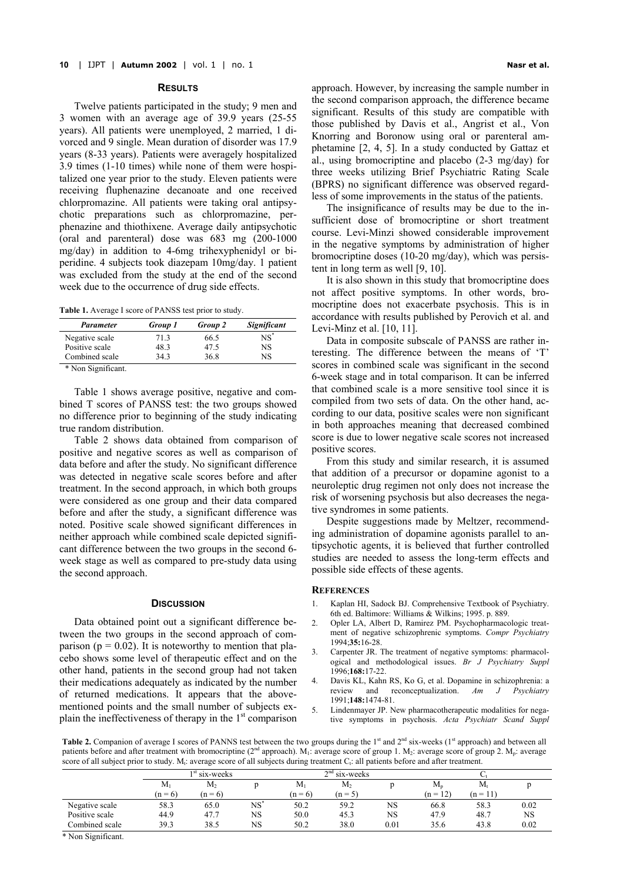## RESULTS

Twelve patients participated in the study; 9 men and 3 women with an average age of 39.9 years (25-55 years). All patients were unemployed, 2 married, 1 divorced and 9 single. Mean duration of disorder was 17.9 years (8-33 years). Patients were averagely hospitalized 3.9 times (1-10 times) while none of them were hospitalized one year prior to the study. Eleven patients were receiving fluphenazine decanoate and one received chlorpromazine. All patients were taking oral antipsychotic preparations such as chlorpromazine, perphenazine and thiothixene. Average daily antipsychotic (oral and parenteral) dose was 683 mg (200-1000 mg/day) in addition to 4-6mg trihexyphenidyl or biperidine. 4 subjects took diazepam 10mg/day. 1 patient was excluded from the study at the end of the second week due to the occurrence of drug side effects.

**Table 1.** Average I score of PANSS test prior to study.

| *Parameter* | *Group 1* | *Group 2* | *Significant* |
|---|---|---|---|
| Negative scale | 71.3 | 66.5 | NS* |
| Positive scale | 48.3 | 47.5 | NS |
| Combined scale | 34.3 | 36.8 | NS |

\* Non Significant.

Table 1 shows average positive, negative and combined T scores of PANSS test: the two groups showed no difference prior to beginning of the study indicating true random distribution.

Table 2 shows data obtained from comparison of positive and negative scores as well as comparison of data before and after the study. No significant difference was detected in negative scale scores before and after treatment. In the second approach, in which both groups were considered as one group and their data compared before and after the study, a significant difference was noted. Positive scale showed significant differences in neither approach while combined scale depicted significant difference between the two groups in the second 6-week stage as well as compared to pre-study data using the second approach.

## DISCUSSION

Data obtained point out a significant difference between the two groups in the second approach of comparison ($p = 0.02$). It is noteworthy to mention that placebo shows some level of therapeutic effect and on the other hand, patients in the second group had not taken their medications adequately as indicated by the number of returned medications. It appears that the above-mentioned points and the small number of subjects explain the ineffectiveness of therapy in the 1st comparison approach. However, by increasing the sample number in the second comparison approach, the difference became significant. Results of this study are compatible with those published by Davis et al., Angrist et al., Von Knorring and Boronow using oral or parenteral amphetamine [2, 4, 5]. In a study conducted by Gattaz et al., using bromocriptine and placebo (2-3 mg/day) for three weeks utilizing Brief Psychiatric Rating Scale (BPRS) no significant difference was observed regardless of some improvements in the status of the patients.

The insignificance of results may be due to the insufficient dose of bromocriptine or short treatment course. Levi-Minzi showed considerable improvement in the negative symptoms by administration of higher bromocriptine doses (10-20 mg/day), which was persistent in long term as well [9, 10].

It is also shown in this study that bromocriptine does not affect positive symptoms. In other words, bromocriptine does not exacerbate psychosis. This is in accordance with results published by Perovich et al. and Levi-Minz et al. [10, 11].

Data in composite subscale of PANSS are rather interesting. The difference between the means of 'T' scores in combined scale was significant in the second 6-week stage and in total comparison. It can be inferred that combined scale is a more sensitive tool since it is compiled from two sets of data. On the other hand, according to our data, positive scales were non significant in both approaches meaning that decreased combined score is due to lower negative scale scores not increased positive scores.

From this study and similar research, it is assumed that addition of a precursor or dopamine agonist to a neuroleptic drug regimen not only does not increase the risk of worsening psychosis but also decreases the negative syndromes in some patients.

Despite suggestions made by Meltzer, recommending administration of dopamine agonists parallel to antipsychotic agents, it is believed that further controlled studies are needed to assess the long-term effects and possible side effects of these agents.

**Table 2.** Companion of average I scores of PANSS test between the two groups during the 1st and 2nd six-weeks (1st approach) and between all patients before and after treatment with bromocriptine (2nd approach). $M_1$: average score of group 1. $M_2$: average score of group 2. $M_p$: average score of all subject prior to study. $M_t$: average score of all subjects during treatment $C_t$: all patients before and after treatment.

| | 1st six-weeks | | | 2nd six-weeks | | | $C_t$ | | |
|---|---|---|---|---|---|---|---|---|---|
| | $M_1$ (n = 6) | $M_2$ (n = 6) | p | $M_1$ (n = 6) | $M_2$ (n = 5) | p | $M_p$ (n = 12) | $M_t$ (n = 11) | p |
| Negative scale | 58.3 | 65.0 | NS* | 50.2 | 59.2 | NS | 66.8 | 58.3 | 0.02 |
| Positive scale | 44.9 | 47.7 | NS | 50.0 | 45.3 | NS | 47.9 | 48.7 | NS |
| Combined scale | 39.3 | 38.5 | NS | 50.2 | 38.0 | 0.01 | 35.6 | 43.8 | 0.02 |

\* Non Significant.

## REFERENCES

1. Kaplan HI, Sadock BJ. Comprehensive Textbook of Psychiatry. 6th ed. Baltimore: Williams & Wilkins; 1995. p. 889.
2. Opler LA, Albert D, Ramirez PM. Psychopharmacologic treatment of negative schizophrenic symptoms. *Compr Psychiatry* 1994;**35:**16-28.
3. Carpenter JR. The treatment of negative symptoms: pharmacological and methodological issues. *Br J Psychiatry Suppl* 1996;**168:**17-22.
4. Davis KL, Kahn RS, Ko G, et al. Dopamine in schizophrenia: a review and reconceptualization. *Am J Psychiatry* 1991;**148:**1474-81.
5. Lindenmayer JP. New pharmacotherapeutic modalities for negative symptoms in psychosis. *Acta Psychiatr Scand Suppl*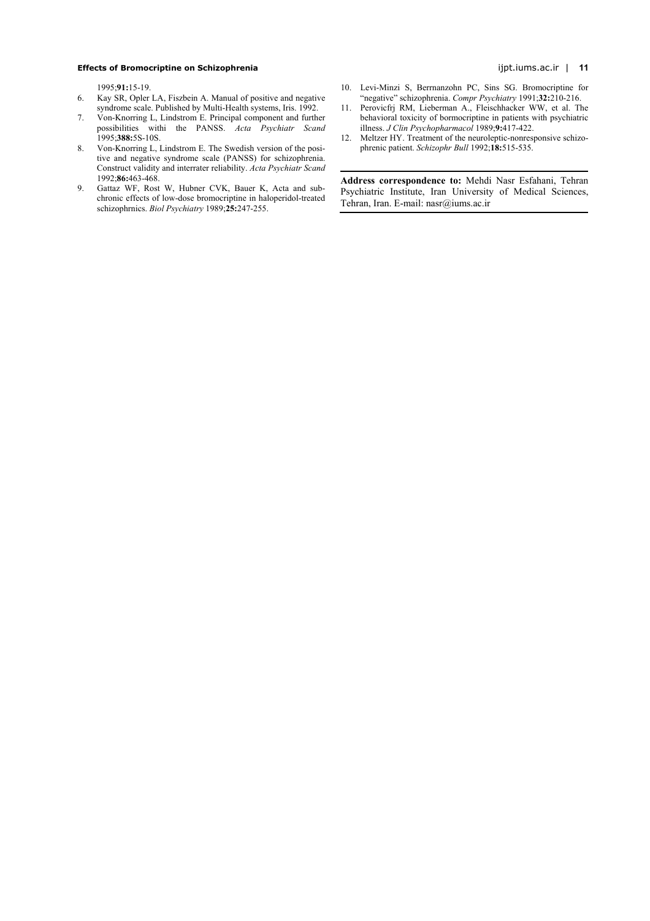1995;**91:**15-19.

6. Kay SR, Opler LA, Fiszbein A. Manual of positive and negative syndrome scale. Published by Multi-Health systems, Iris. 1992.
7. Von-Knorring L, Lindstrom E. Principal component and further possibilities withi the PANSS. *Acta Psychiatr Scand* 1995;**388:**5S-10S.
8. Von-Knorring L, Lindstrom E. The Swedish version of the positive and negative syndrome scale (PANSS) for schizophrenia. Construct validity and interrater reliability. *Acta Psychiatr Scand* 1992;**86:**463-468.
9. Gattaz WF, Rost W, Hubner CVK, Bauer K, Acta and subchronic effects of low-dose bromocriptine in haloperidol-treated schizophrnics. *Biol Psychiatry* 1989;**25:**247-255.
10. Levi-Minzi S, Berrnanzohn PC, Sins SG. Bromocriptine for "negative" schizophrenia. *Compr Psychiatry* 1991;**32:**210-216.
11. Perovicfrj RM, Lieberman A., Fleischhacker WW, et al. The behavioral toxicity of bormocriptine in patients with psychiatric illness. *J Clin Psychopharmacol* 1989;**9:**417-422.
12. Meltzer HY. Treatment of the neuroleptic-nonresponsive schizophrenic patient. *Schizophr Bull* 1992;**18:**515-535.

---

**Address correspondence to:** Mehdi Nasr Esfahani, Tehran Psychiatric Institute, Iran University of Medical Sciences, Tehran, Iran. E-mail: nasr@iums.ac.ir